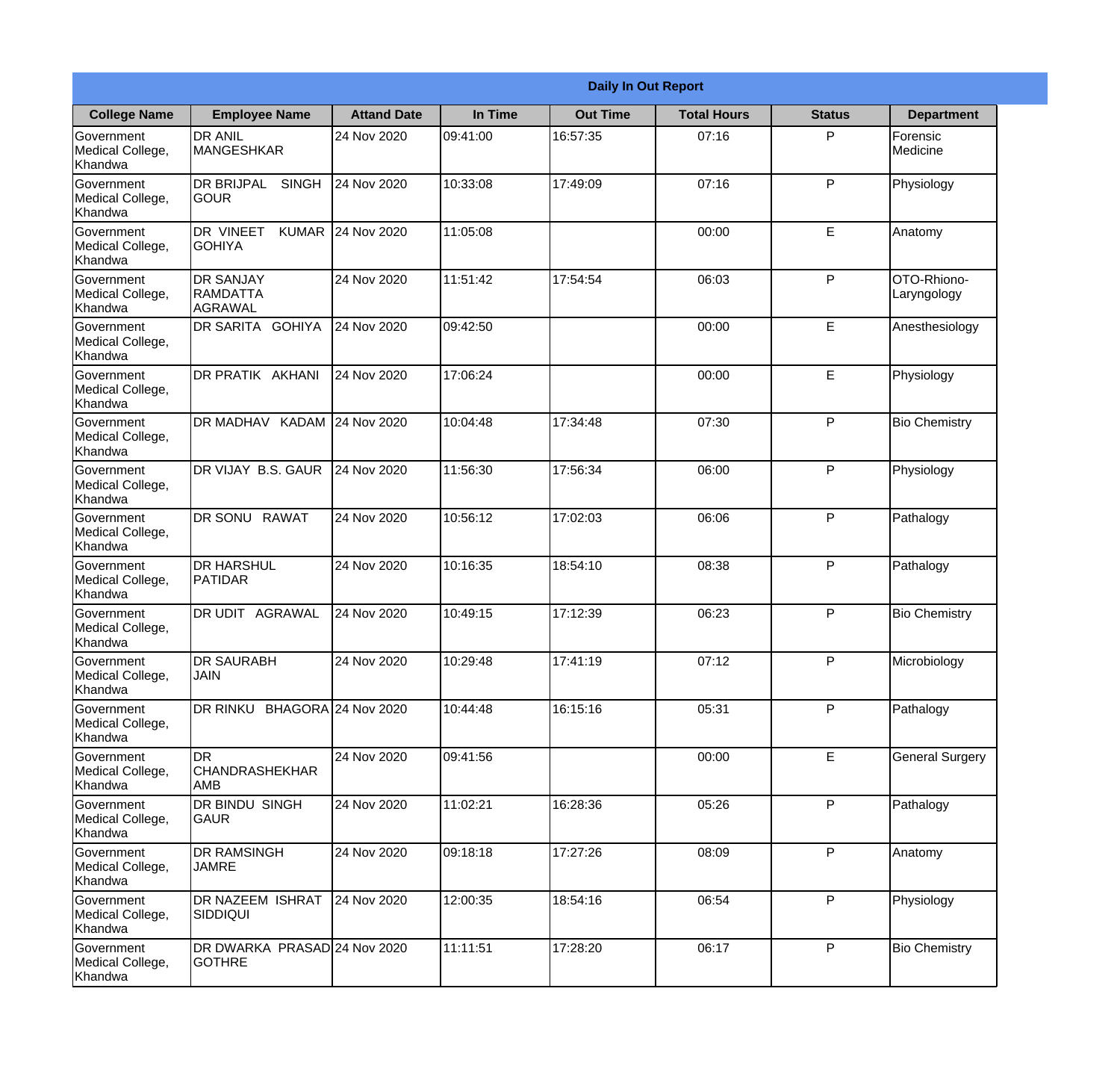| Daily In Out Report | | | | | | | |
|---|---|---|---|---|---|---|---|
| **College Name** | **Employee Name** | **Attand Date** | **In Time** | **Out Time** | **Total Hours** | **Status** | **Department** |
| Government Medical College, Khandwa | DR ANIL MANGESHKAR | 24 Nov 2020 | 09:41:00 | 16:57:35 | 07:16 | P | Forensic Medicine |
| Government Medical College, Khandwa | DR BRIJPAL SINGH GOUR | 24 Nov 2020 | 10:33:08 | 17:49:09 | 07:16 | P | Physiology |
| Government Medical College, Khandwa | DR VINEET KUMAR GOHIYA | 24 Nov 2020 | 11:05:08 | | 00:00 | E | Anatomy |
| Government Medical College, Khandwa | DR SANJAY RAMDATTA AGRAWAL | 24 Nov 2020 | 11:51:42 | 17:54:54 | 06:03 | P | OTO-Rhiono-Laryngology |
| Government Medical College, Khandwa | DR SARITA GOHIYA | 24 Nov 2020 | 09:42:50 | | 00:00 | E | Anesthesiology |
| Government Medical College, Khandwa | DR PRATIK AKHANI | 24 Nov 2020 | 17:06:24 | | 00:00 | E | Physiology |
| Government Medical College, Khandwa | DR MADHAV KADAM | 24 Nov 2020 | 10:04:48 | 17:34:48 | 07:30 | P | Bio Chemistry |
| Government Medical College, Khandwa | DR VIJAY B.S. GAUR | 24 Nov 2020 | 11:56:30 | 17:56:34 | 06:00 | P | Physiology |
| Government Medical College, Khandwa | DR SONU RAWAT | 24 Nov 2020 | 10:56:12 | 17:02:03 | 06:06 | P | Pathalogy |
| Government Medical College, Khandwa | DR HARSHUL PATIDAR | 24 Nov 2020 | 10:16:35 | 18:54:10 | 08:38 | P | Pathalogy |
| Government Medical College, Khandwa | DR UDIT AGRAWAL | 24 Nov 2020 | 10:49:15 | 17:12:39 | 06:23 | P | Bio Chemistry |
| Government Medical College, Khandwa | DR SAURABH JAIN | 24 Nov 2020 | 10:29:48 | 17:41:19 | 07:12 | P | Microbiology |
| Government Medical College, Khandwa | DR RINKU BHAGORA | 24 Nov 2020 | 10:44:48 | 16:15:16 | 05:31 | P | Pathalogy |
| Government Medical College, Khandwa | DR CHANDRASHEKHAR AMB | 24 Nov 2020 | 09:41:56 | | 00:00 | E | General Surgery |
| Government Medical College, Khandwa | DR BINDU SINGH GAUR | 24 Nov 2020 | 11:02:21 | 16:28:36 | 05:26 | P | Pathalogy |
| Government Medical College, Khandwa | DR RAMSINGH JAMRE | 24 Nov 2020 | 09:18:18 | 17:27:26 | 08:09 | P | Anatomy |
| Government Medical College, Khandwa | DR NAZEEM ISHRAT SIDDIQUI | 24 Nov 2020 | 12:00:35 | 18:54:16 | 06:54 | P | Physiology |
| Government Medical College, Khandwa | DR DWARKA PRASAD GOTHRE | 24 Nov 2020 | 11:11:51 | 17:28:20 | 06:17 | P | Bio Chemistry |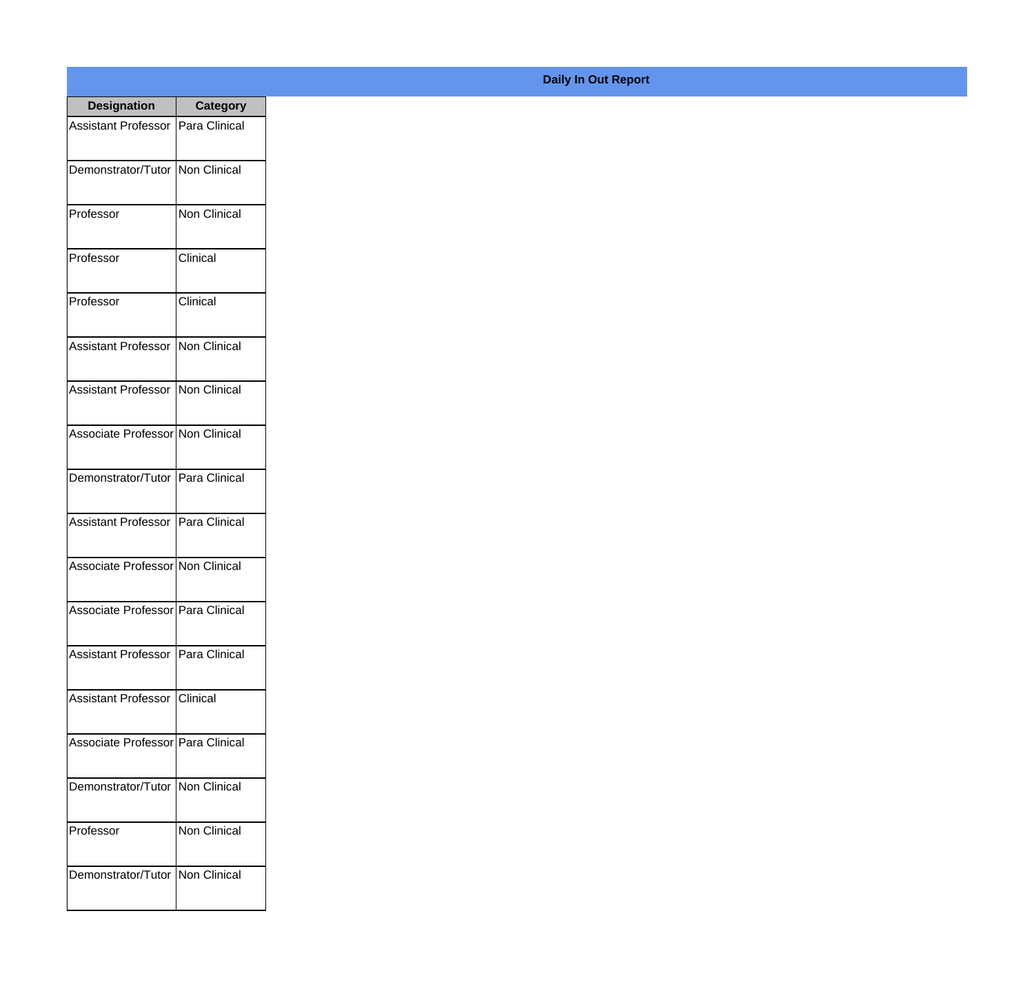**Daily In Out Report**

| Designation | Category |
|---|---|
| Assistant Professor | Para Clinical |
| Demonstrator/Tutor | Non Clinical |
| Professor | Non Clinical |
| Professor | Clinical |
| Professor | Clinical |
| Assistant Professor | Non Clinical |
| Assistant Professor | Non Clinical |
| Associate Professor | Non Clinical |
| Demonstrator/Tutor | Para Clinical |
| Assistant Professor | Para Clinical |
| Associate Professor | Non Clinical |
| Associate Professor | Para Clinical |
| Assistant Professor | Para Clinical |
| Assistant Professor | Clinical |
| Associate Professor | Para Clinical |
| Demonstrator/Tutor | Non Clinical |
| Professor | Non Clinical |
| Demonstrator/Tutor | Non Clinical |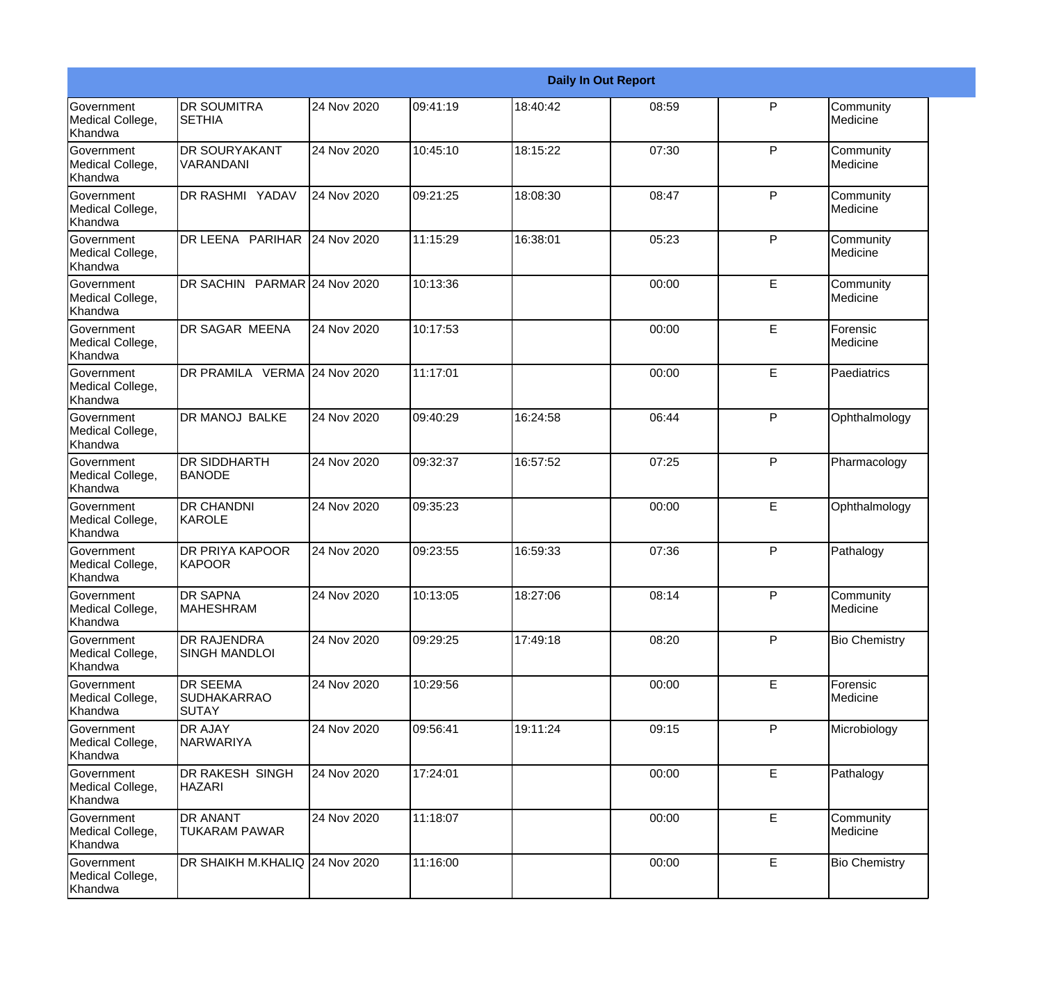| Daily In Out Report | | | | | | | |
|---|---|---|---|---|---|---|---|
| Government Medical College, Khandwa | DR SOUMITRA SETHIA | 24 Nov 2020 | 09:41:19 | 18:40:42 | 08:59 | P | Community Medicine |
| Government Medical College, Khandwa | DR SOURYAKANT VARANDANI | 24 Nov 2020 | 10:45:10 | 18:15:22 | 07:30 | P | Community Medicine |
| Government Medical College, Khandwa | DR RASHMI YADAV | 24 Nov 2020 | 09:21:25 | 18:08:30 | 08:47 | P | Community Medicine |
| Government Medical College, Khandwa | DR LEENA PARIHAR | 24 Nov 2020 | 11:15:29 | 16:38:01 | 05:23 | P | Community Medicine |
| Government Medical College, Khandwa | DR SACHIN PARMAR | 24 Nov 2020 | 10:13:36 | | 00:00 | E | Community Medicine |
| Government Medical College, Khandwa | DR SAGAR MEENA | 24 Nov 2020 | 10:17:53 | | 00:00 | E | Forensic Medicine |
| Government Medical College, Khandwa | DR PRAMILA VERMA | 24 Nov 2020 | 11:17:01 | | 00:00 | E | Paediatrics |
| Government Medical College, Khandwa | DR MANOJ BALKE | 24 Nov 2020 | 09:40:29 | 16:24:58 | 06:44 | P | Ophthalmology |
| Government Medical College, Khandwa | DR SIDDHARTH BANODE | 24 Nov 2020 | 09:32:37 | 16:57:52 | 07:25 | P | Pharmacology |
| Government Medical College, Khandwa | DR CHANDNI KAROLE | 24 Nov 2020 | 09:35:23 | | 00:00 | E | Ophthalmology |
| Government Medical College, Khandwa | DR PRIYA KAPOOR KAPOOR | 24 Nov 2020 | 09:23:55 | 16:59:33 | 07:36 | P | Pathalogy |
| Government Medical College, Khandwa | DR SAPNA MAHESHRAM | 24 Nov 2020 | 10:13:05 | 18:27:06 | 08:14 | P | Community Medicine |
| Government Medical College, Khandwa | DR RAJENDRA SINGH MANDLOI | 24 Nov 2020 | 09:29:25 | 17:49:18 | 08:20 | P | Bio Chemistry |
| Government Medical College, Khandwa | DR SEEMA SUDHAKARRAO SUTAY | 24 Nov 2020 | 10:29:56 | | 00:00 | E | Forensic Medicine |
| Government Medical College, Khandwa | DR AJAY NARWARIYA | 24 Nov 2020 | 09:56:41 | 19:11:24 | 09:15 | P | Microbiology |
| Government Medical College, Khandwa | DR RAKESH SINGH HAZARI | 24 Nov 2020 | 17:24:01 | | 00:00 | E | Pathalogy |
| Government Medical College, Khandwa | DR ANANT TUKARAM PAWAR | 24 Nov 2020 | 11:18:07 | | 00:00 | E | Community Medicine |
| Government Medical College, Khandwa | DR SHAIKH M.KHALIQ | 24 Nov 2020 | 11:16:00 | | 00:00 | E | Bio Chemistry |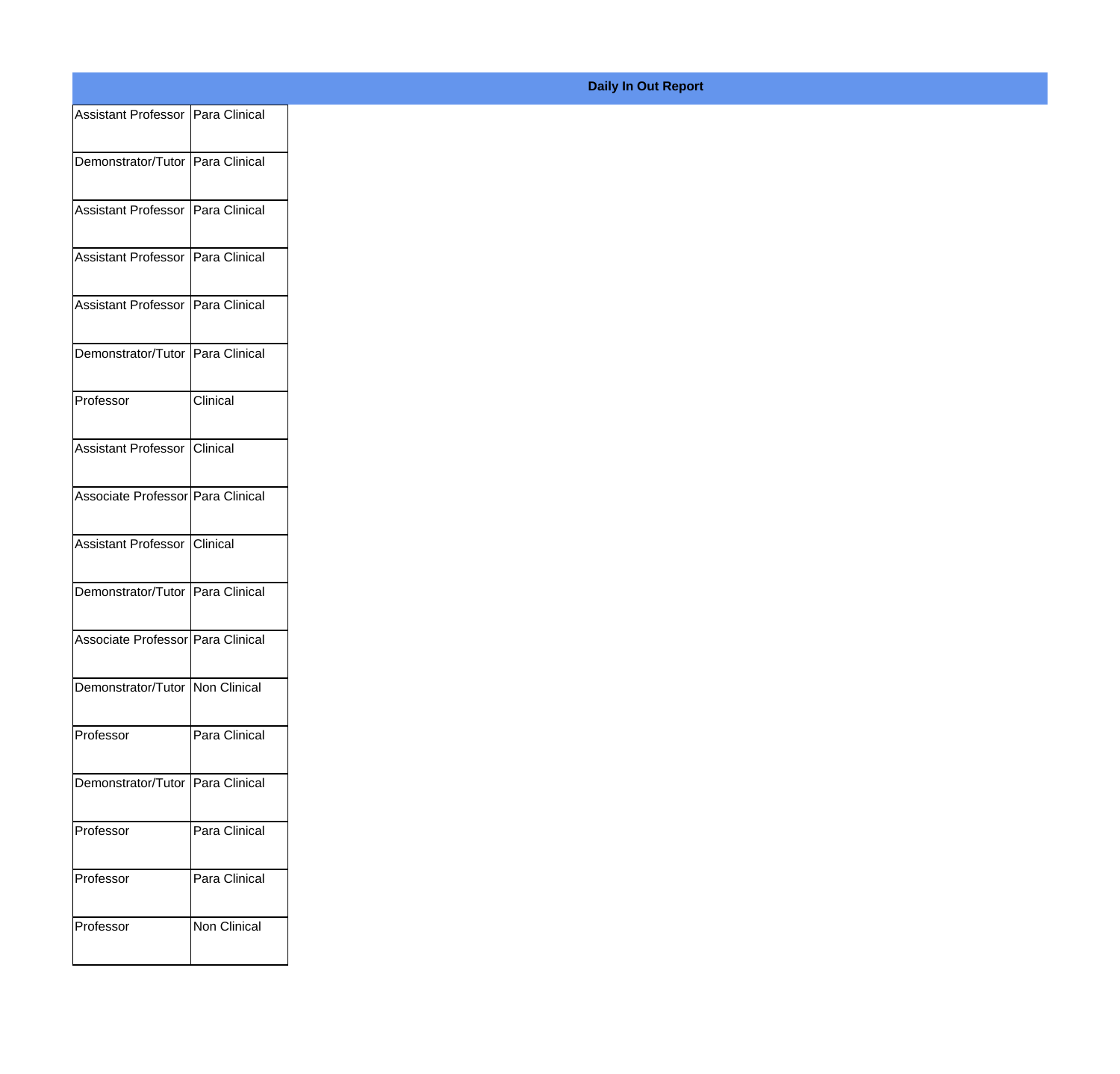**Daily In Out Report**

| | |
|---|---|
| Assistant Professor | Para Clinical |
| Demonstrator/Tutor | Para Clinical |
| Assistant Professor | Para Clinical |
| Assistant Professor | Para Clinical |
| Assistant Professor | Para Clinical |
| Demonstrator/Tutor | Para Clinical |
| Professor | Clinical |
| Assistant Professor | Clinical |
| Associate Professor | Para Clinical |
| Assistant Professor | Clinical |
| Demonstrator/Tutor | Para Clinical |
| Associate Professor | Para Clinical |
| Demonstrator/Tutor | Non Clinical |
| Professor | Para Clinical |
| Demonstrator/Tutor | Para Clinical |
| Professor | Para Clinical |
| Professor | Para Clinical |
| Professor | Non Clinical |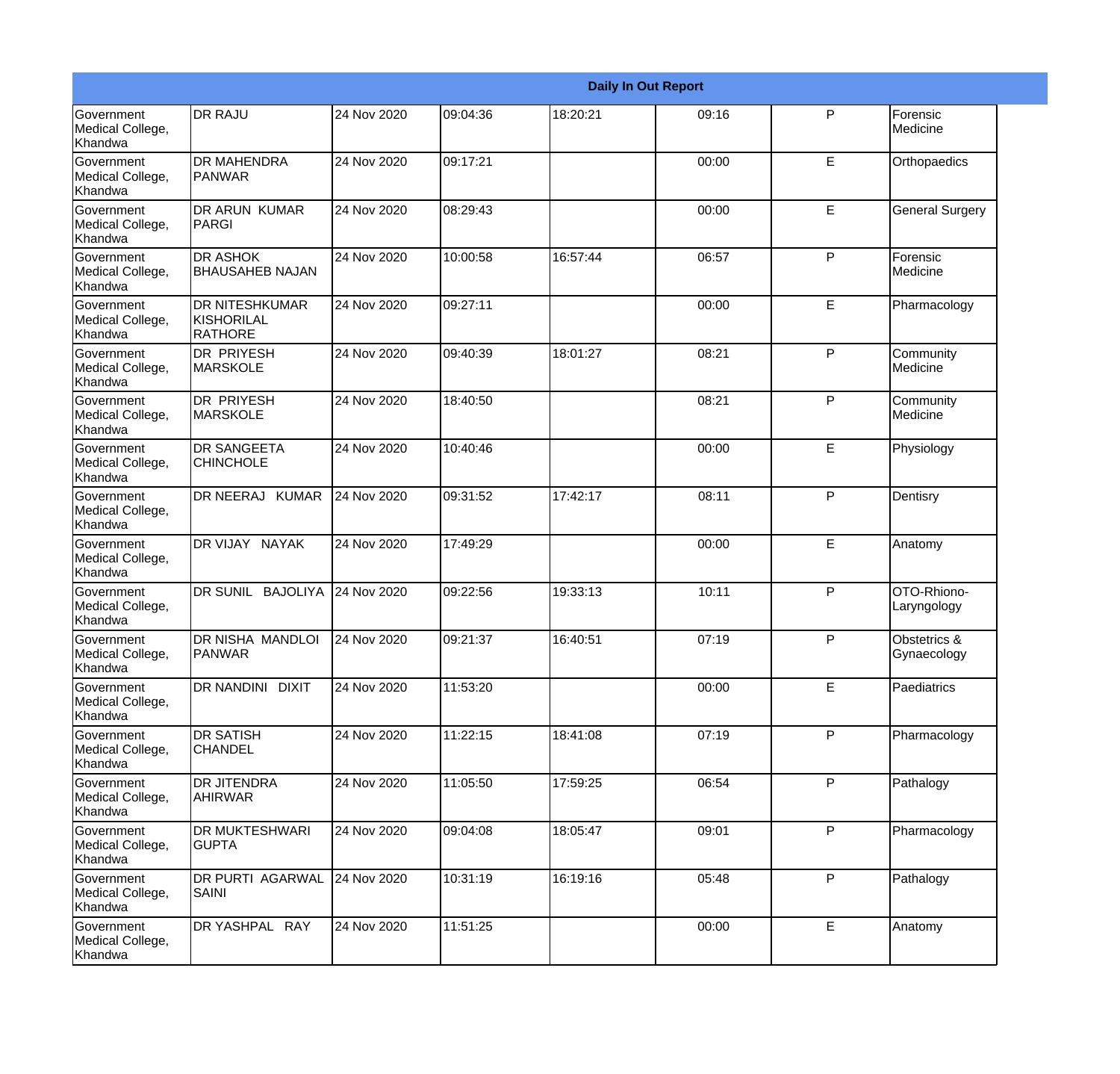| Daily In Out Report | | | | | | | |
|---|---|---|---|---|---|---|---|
| Government Medical College, Khandwa | DR RAJU | 24 Nov 2020 | 09:04:36 | 18:20:21 | 09:16 | P | Forensic Medicine |
| Government Medical College, Khandwa | DR MAHENDRA PANWAR | 24 Nov 2020 | 09:17:21 | | 00:00 | E | Orthopaedics |
| Government Medical College, Khandwa | DR ARUN KUMAR PARGI | 24 Nov 2020 | 08:29:43 | | 00:00 | E | General Surgery |
| Government Medical College, Khandwa | DR ASHOK BHAUSAHEB NAJAN | 24 Nov 2020 | 10:00:58 | 16:57:44 | 06:57 | P | Forensic Medicine |
| Government Medical College, Khandwa | DR NITESHKUMAR KISHORILAL RATHORE | 24 Nov 2020 | 09:27:11 | | 00:00 | E | Pharmacology |
| Government Medical College, Khandwa | DR PRIYESH MARSKOLE | 24 Nov 2020 | 09:40:39 | 18:01:27 | 08:21 | P | Community Medicine |
| Government Medical College, Khandwa | DR PRIYESH MARSKOLE | 24 Nov 2020 | 18:40:50 | | 08:21 | P | Community Medicine |
| Government Medical College, Khandwa | DR SANGEETA CHINCHOLE | 24 Nov 2020 | 10:40:46 | | 00:00 | E | Physiology |
| Government Medical College, Khandwa | DR NEERAJ KUMAR | 24 Nov 2020 | 09:31:52 | 17:42:17 | 08:11 | P | Dentisry |
| Government Medical College, Khandwa | DR VIJAY NAYAK | 24 Nov 2020 | 17:49:29 | | 00:00 | E | Anatomy |
| Government Medical College, Khandwa | DR SUNIL BAJOLIYA | 24 Nov 2020 | 09:22:56 | 19:33:13 | 10:11 | P | OTO-Rhiono-Laryngology |
| Government Medical College, Khandwa | DR NISHA MANDLOI PANWAR | 24 Nov 2020 | 09:21:37 | 16:40:51 | 07:19 | P | Obstetrics & Gynaecology |
| Government Medical College, Khandwa | DR NANDINI DIXIT | 24 Nov 2020 | 11:53:20 | | 00:00 | E | Paediatrics |
| Government Medical College, Khandwa | DR SATISH CHANDEL | 24 Nov 2020 | 11:22:15 | 18:41:08 | 07:19 | P | Pharmacology |
| Government Medical College, Khandwa | DR JITENDRA AHIRWAR | 24 Nov 2020 | 11:05:50 | 17:59:25 | 06:54 | P | Pathalogy |
| Government Medical College, Khandwa | DR MUKTESHWARI GUPTA | 24 Nov 2020 | 09:04:08 | 18:05:47 | 09:01 | P | Pharmacology |
| Government Medical College, Khandwa | DR PURTI AGARWAL SAINI | 24 Nov 2020 | 10:31:19 | 16:19:16 | 05:48 | P | Pathalogy |
| Government Medical College, Khandwa | DR YASHPAL RAY | 24 Nov 2020 | 11:51:25 | | 00:00 | E | Anatomy |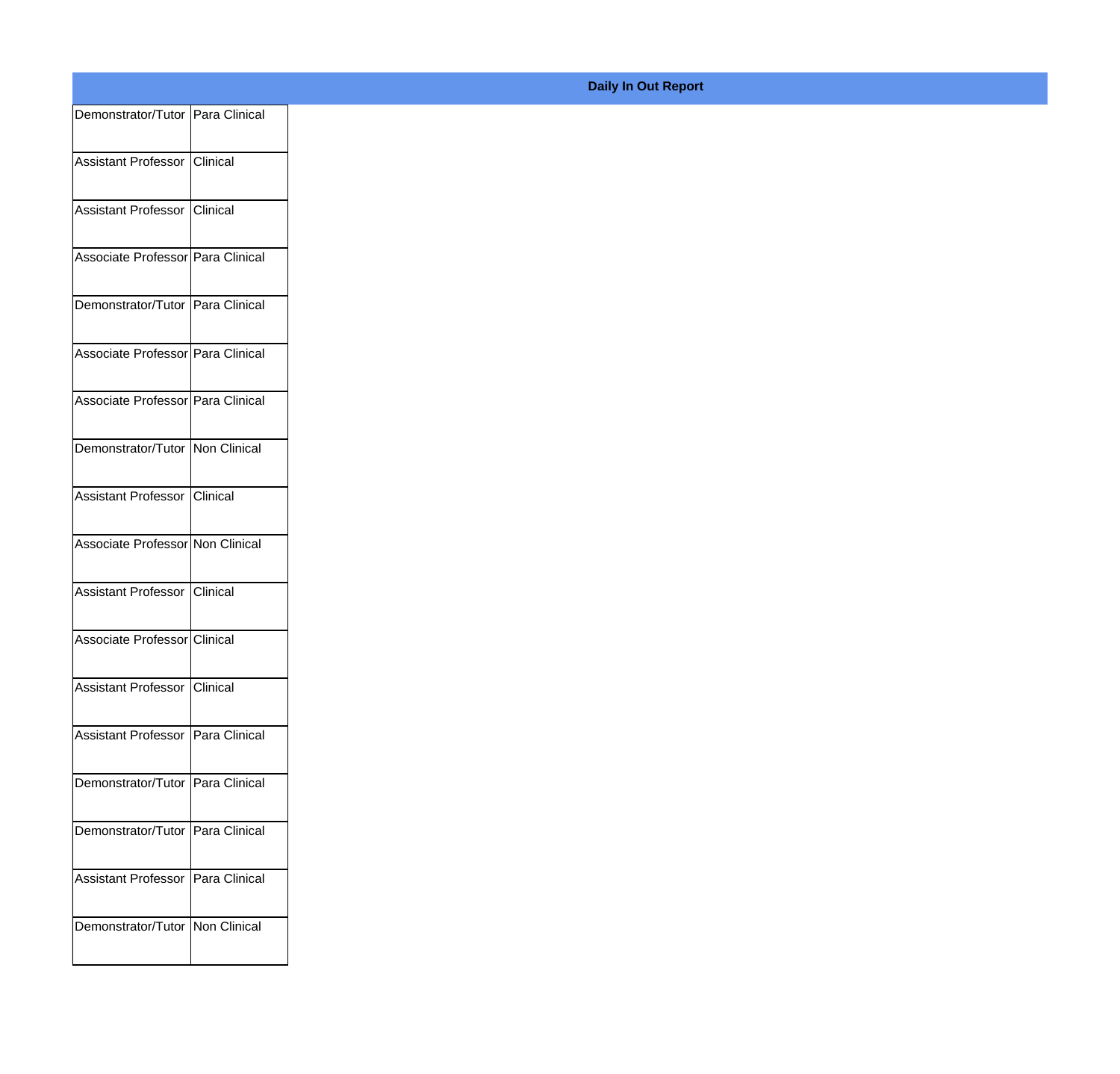**Daily In Out Report**

| | |
|---|---|
| Demonstrator/Tutor | Para Clinical |
| Assistant Professor | Clinical |
| Assistant Professor | Clinical |
| Associate Professor | Para Clinical |
| Demonstrator/Tutor | Para Clinical |
| Associate Professor | Para Clinical |
| Associate Professor | Para Clinical |
| Demonstrator/Tutor | Non Clinical |
| Assistant Professor | Clinical |
| Associate Professor | Non Clinical |
| Assistant Professor | Clinical |
| Associate Professor | Clinical |
| Assistant Professor | Clinical |
| Assistant Professor | Para Clinical |
| Demonstrator/Tutor | Para Clinical |
| Demonstrator/Tutor | Para Clinical |
| Assistant Professor | Para Clinical |
| Demonstrator/Tutor | Non Clinical |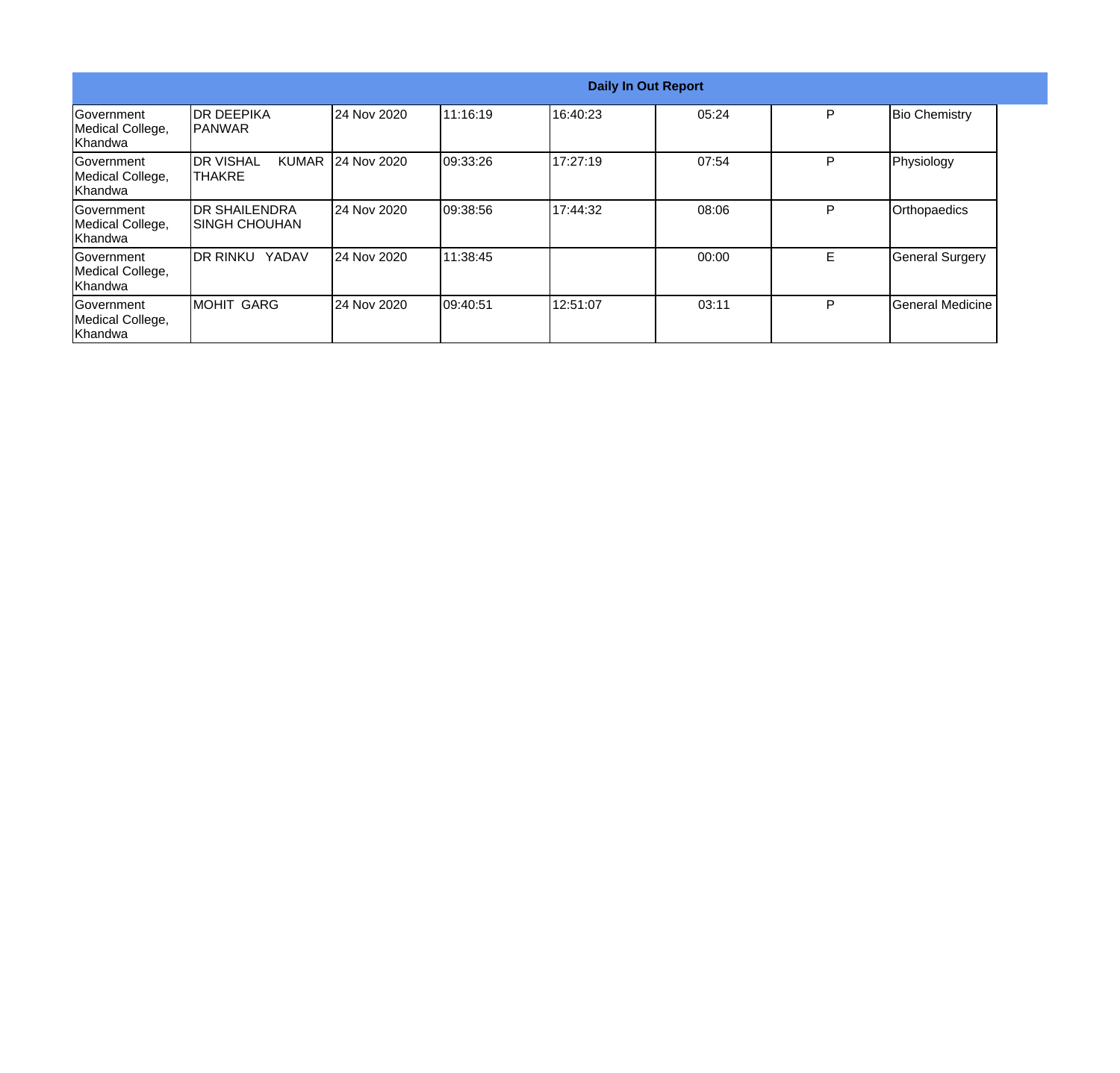| Daily In Out Report | | | | | | | |
|---|---|---|---|---|---|---|---|
| Government Medical College, Khandwa | DR DEEPIKA PANWAR | 24 Nov 2020 | 11:16:19 | 16:40:23 | 05:24 | P | Bio Chemistry |
| Government Medical College, Khandwa | DR VISHAL KUMAR THAKRE | 24 Nov 2020 | 09:33:26 | 17:27:19 | 07:54 | P | Physiology |
| Government Medical College, Khandwa | DR SHAILENDRA SINGH CHOUHAN | 24 Nov 2020 | 09:38:56 | 17:44:32 | 08:06 | P | Orthopaedics |
| Government Medical College, Khandwa | DR RINKU YADAV | 24 Nov 2020 | 11:38:45 | | 00:00 | E | General Surgery |
| Government Medical College, Khandwa | MOHIT GARG | 24 Nov 2020 | 09:40:51 | 12:51:07 | 03:11 | P | General Medicine |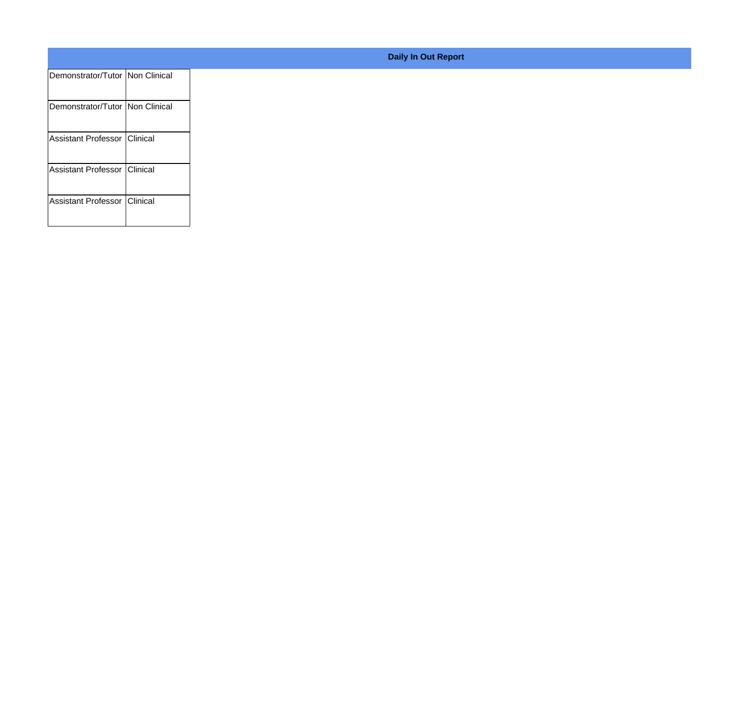**Daily In Out Report**

| | |
|---|---|
| Demonstrator/Tutor | Non Clinical |
| Demonstrator/Tutor | Non Clinical |
| Assistant Professor | Clinical |
| Assistant Professor | Clinical |
| Assistant Professor | Clinical |